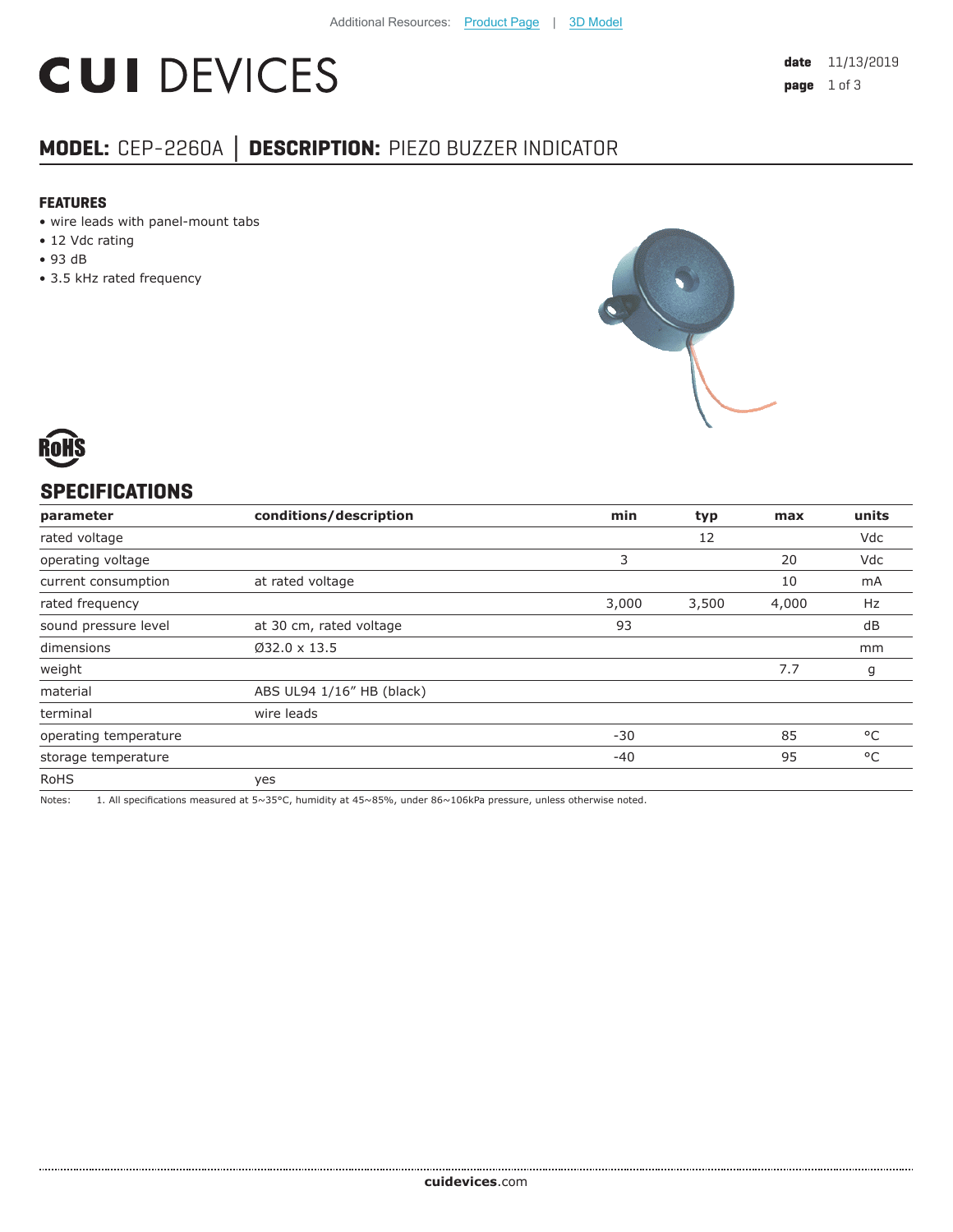Additional Resources: Product Page | 3D Model

# CUI DEVICES

**date** 11/13/2019

## MODEL: CEP-2260A │ DESCRIPTION: PIEZO BUZZER INDICATOR

### FEATURES

- wire leads with panel-mount tabs
- 12 Vdc rating
- 93 dB
- 3.5 kHz rated frequency

RoHS

## SPECIFICATIONS

| parameter | conditions/description | min | typ | max | units |
|---|---|---|---|---|---|
| rated voltage | | | 12 | | Vdc |
| operating voltage | | 3 | | 20 | Vdc |
| current consumption | at rated voltage | | | 10 | mA |
| rated frequency | | 3,000 | 3,500 | 4,000 | Hz |
| sound pressure level | at 30 cm, rated voltage | 93 | | | dB |
| dimensions | Ø32.0 x 13.5 | | | | mm |
| weight | | | | 7.7 | g |
| material | ABS UL94 1/16" HB (black) | | | | |
| terminal | wire leads | | | | |
| operating temperature | | -30 | | 85 | °C |
| storage temperature | | -40 | | 95 | °C |
| RoHS | yes | | | | |

Notes: 1. All specifications measured at 5~35°C, humidity at 45~85%, under 86~106kPa pressure, unless otherwise noted.

**cuidevices**.com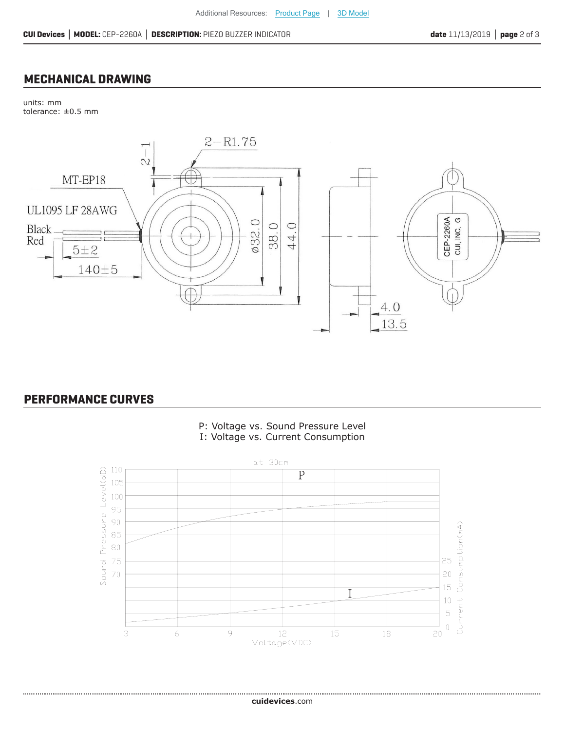Additional Resources: Product Page | 3D Model

## MECHANICAL DRAWING

units: mm
tolerance: ±0.5 mm

## PERFORMANCE CURVES

P: Voltage vs. Sound Pressure Level
I: Voltage vs. Current Consumption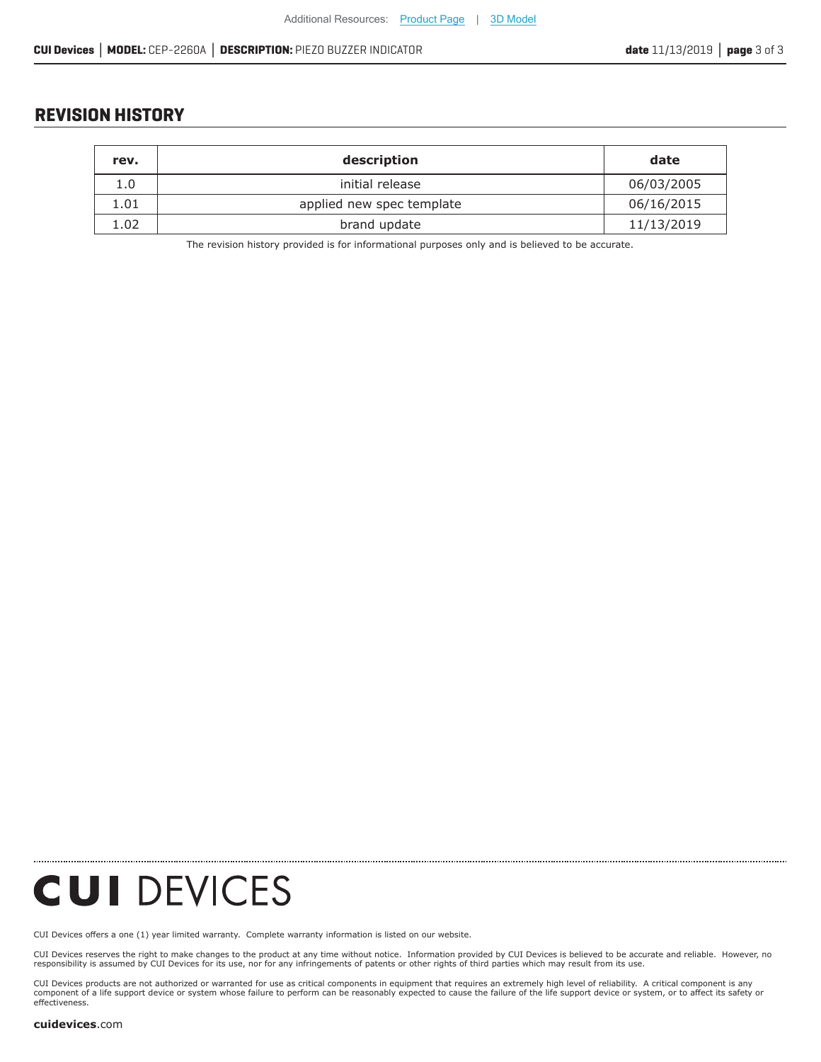## REVISION HISTORY

| rev. | description | date |
|---|---|---|
| 1.0 | initial release | 06/03/2005 |
| 1.01 | applied new spec template | 06/16/2015 |
| 1.02 | brand update | 11/13/2019 |

The revision history provided is for informational purposes only and is believed to be accurate.

**CUI** DEVICES

CUI Devices offers a one (1) year limited warranty. Complete warranty information is listed on our website.

CUI Devices reserves the right to make changes to the product at any time without notice. Information provided by CUI Devices is believed to be accurate and reliable. However, no responsibility is assumed by CUI Devices for its use, nor for any infringements of patents or other rights of third parties which may result from its use.

CUI Devices products are not authorized or warranted for use as critical components in equipment that requires an extremely high level of reliability. A critical component is any component of a life support device or system whose failure to perform can be reasonably expected to cause the failure of the life support device or system, or to affect its safety or effectiveness.

**cuidevices**.com